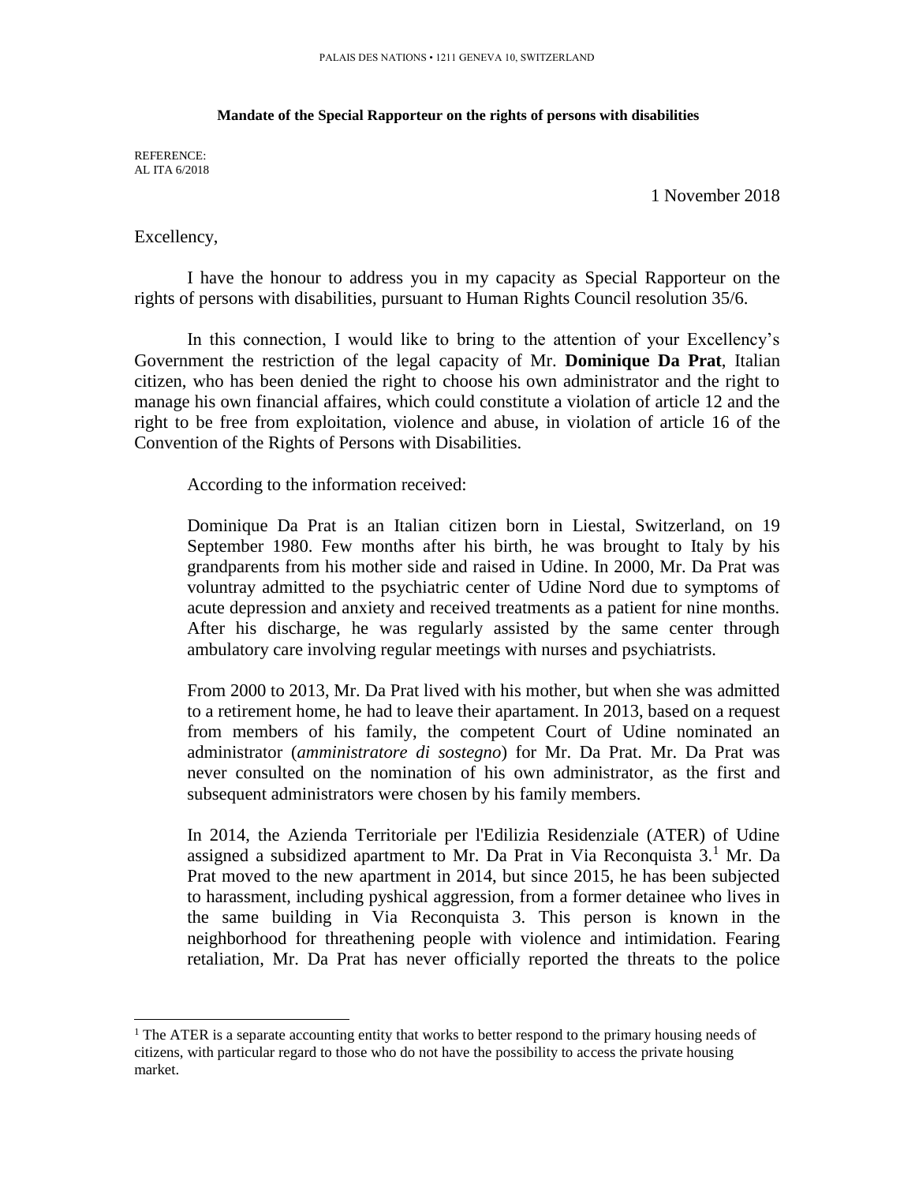PALAIS DES NATIONS • 1211 GENEVA 10, SWITZERLAND

**Mandate of the Special Rapporteur on the rights of persons with disabilities**

REFERENCE:
AL ITA 6/2018

1 November 2018

Excellency,

I have the honour to address you in my capacity as Special Rapporteur on the rights of persons with disabilities, pursuant to Human Rights Council resolution 35/6.

In this connection, I would like to bring to the attention of your Excellency's Government the restriction of the legal capacity of Mr. **Dominique Da Prat**, Italian citizen, who has been denied the right to choose his own administrator and the right to manage his own financial affaires, which could constitute a violation of article 12 and the right to be free from exploitation, violence and abuse, in violation of article 16 of the Convention of the Rights of Persons with Disabilities.

According to the information received:

> Dominique Da Prat is an Italian citizen born in Liestal, Switzerland, on 19 September 1980. Few months after his birth, he was brought to Italy by his grandparents from his mother side and raised in Udine. In 2000, Mr. Da Prat was voluntray admitted to the psychiatric center of Udine Nord due to symptoms of acute depression and anxiety and received treatments as a patient for nine months. After his discharge, he was regularly assisted by the same center through ambulatory care involving regular meetings with nurses and psychiatrists.
>
> From 2000 to 2013, Mr. Da Prat lived with his mother, but when she was admitted to a retirement home, he had to leave their apartament. In 2013, based on a request from members of his family, the competent Court of Udine nominated an administrator (*amministratore di sostegno*) for Mr. Da Prat. Mr. Da Prat was never consulted on the nomination of his own administrator, as the first and subsequent administrators were chosen by his family members.
>
> In 2014, the Azienda Territoriale per l'Edilizia Residenziale (ATER) of Udine assigned a subsidized apartment to Mr. Da Prat in Via Reconquista 3.[1] Mr. Da Prat moved to the new apartment in 2014, but since 2015, he has been subjected to harassment, including pyshical aggression, from a former detainee who lives in the same building in Via Reconquista 3. This person is known in the neighborhood for threathening people with violence and intimidation. Fearing retaliation, Mr. Da Prat has never officially reported the threats to the police

[1] The ATER is a separate accounting entity that works to better respond to the primary housing needs of citizens, with particular regard to those who do not have the possibility to access the private housing market.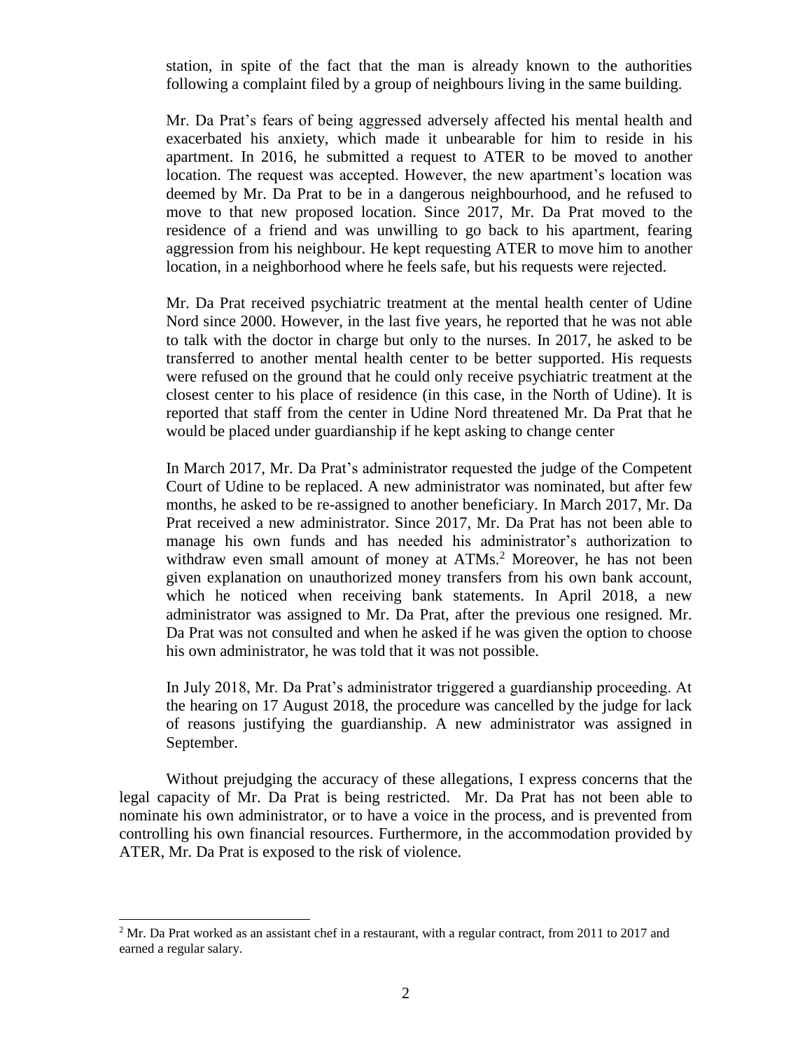station, in spite of the fact that the man is already known to the authorities following a complaint filed by a group of neighbours living in the same building.

Mr. Da Prat's fears of being aggressed adversely affected his mental health and exacerbated his anxiety, which made it unbearable for him to reside in his apartment. In 2016, he submitted a request to ATER to be moved to another location. The request was accepted. However, the new apartment's location was deemed by Mr. Da Prat to be in a dangerous neighbourhood, and he refused to move to that new proposed location. Since 2017, Mr. Da Prat moved to the residence of a friend and was unwilling to go back to his apartment, fearing aggression from his neighbour. He kept requesting ATER to move him to another location, in a neighborhood where he feels safe, but his requests were rejected.

Mr. Da Prat received psychiatric treatment at the mental health center of Udine Nord since 2000. However, in the last five years, he reported that he was not able to talk with the doctor in charge but only to the nurses. In 2017, he asked to be transferred to another mental health center to be better supported. His requests were refused on the ground that he could only receive psychiatric treatment at the closest center to his place of residence (in this case, in the North of Udine). It is reported that staff from the center in Udine Nord threatened Mr. Da Prat that he would be placed under guardianship if he kept asking to change center

In March 2017, Mr. Da Prat's administrator requested the judge of the Competent Court of Udine to be replaced. A new administrator was nominated, but after few months, he asked to be re-assigned to another beneficiary. In March 2017, Mr. Da Prat received a new administrator. Since 2017, Mr. Da Prat has not been able to manage his own funds and has needed his administrator's authorization to withdraw even small amount of money at ATMs.[2] Moreover, he has not been given explanation on unauthorized money transfers from his own bank account, which he noticed when receiving bank statements. In April 2018, a new administrator was assigned to Mr. Da Prat, after the previous one resigned. Mr. Da Prat was not consulted and when he asked if he was given the option to choose his own administrator, he was told that it was not possible.

In July 2018, Mr. Da Prat's administrator triggered a guardianship proceeding. At the hearing on 17 August 2018, the procedure was cancelled by the judge for lack of reasons justifying the guardianship. A new administrator was assigned in September.

Without prejudging the accuracy of these allegations, I express concerns that the legal capacity of Mr. Da Prat is being restricted. Mr. Da Prat has not been able to nominate his own administrator, or to have a voice in the process, and is prevented from controlling his own financial resources. Furthermore, in the accommodation provided by ATER, Mr. Da Prat is exposed to the risk of violence.

---

[2] Mr. Da Prat worked as an assistant chef in a restaurant, with a regular contract, from 2011 to 2017 and earned a regular salary.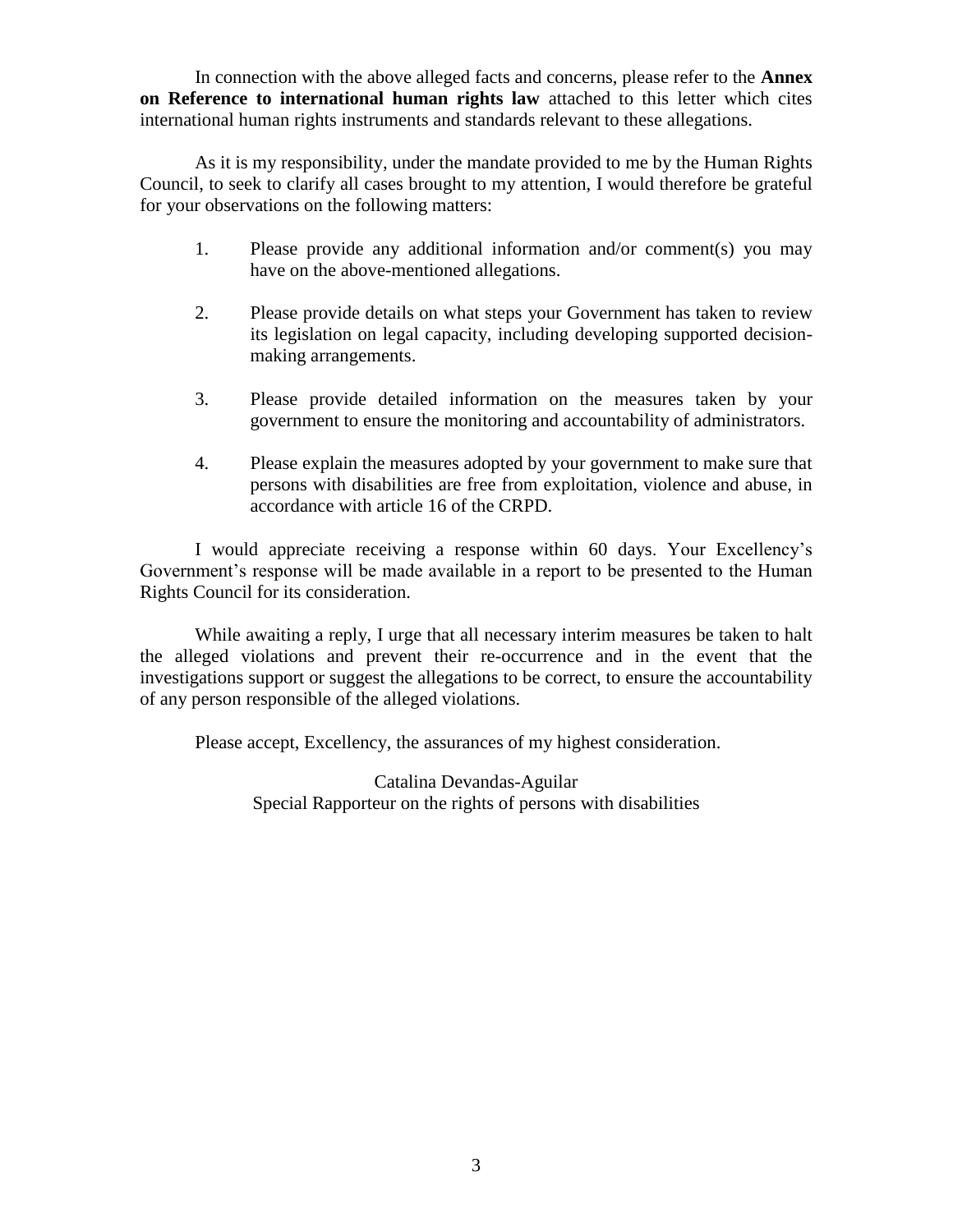In connection with the above alleged facts and concerns, please refer to the **Annex on Reference to international human rights law** attached to this letter which cites international human rights instruments and standards relevant to these allegations.

As it is my responsibility, under the mandate provided to me by the Human Rights Council, to seek to clarify all cases brought to my attention, I would therefore be grateful for your observations on the following matters:

1. Please provide any additional information and/or comment(s) you may have on the above-mentioned allegations.

2. Please provide details on what steps your Government has taken to review its legislation on legal capacity, including developing supported decision-making arrangements.

3. Please provide detailed information on the measures taken by your government to ensure the monitoring and accountability of administrators.

4. Please explain the measures adopted by your government to make sure that persons with disabilities are free from exploitation, violence and abuse, in accordance with article 16 of the CRPD.

I would appreciate receiving a response within 60 days. Your Excellency's Government's response will be made available in a report to be presented to the Human Rights Council for its consideration.

While awaiting a reply, I urge that all necessary interim measures be taken to halt the alleged violations and prevent their re-occurrence and in the event that the investigations support or suggest the allegations to be correct, to ensure the accountability of any person responsible of the alleged violations.

Please accept, Excellency, the assurances of my highest consideration.

Catalina Devandas-Aguilar
Special Rapporteur on the rights of persons with disabilities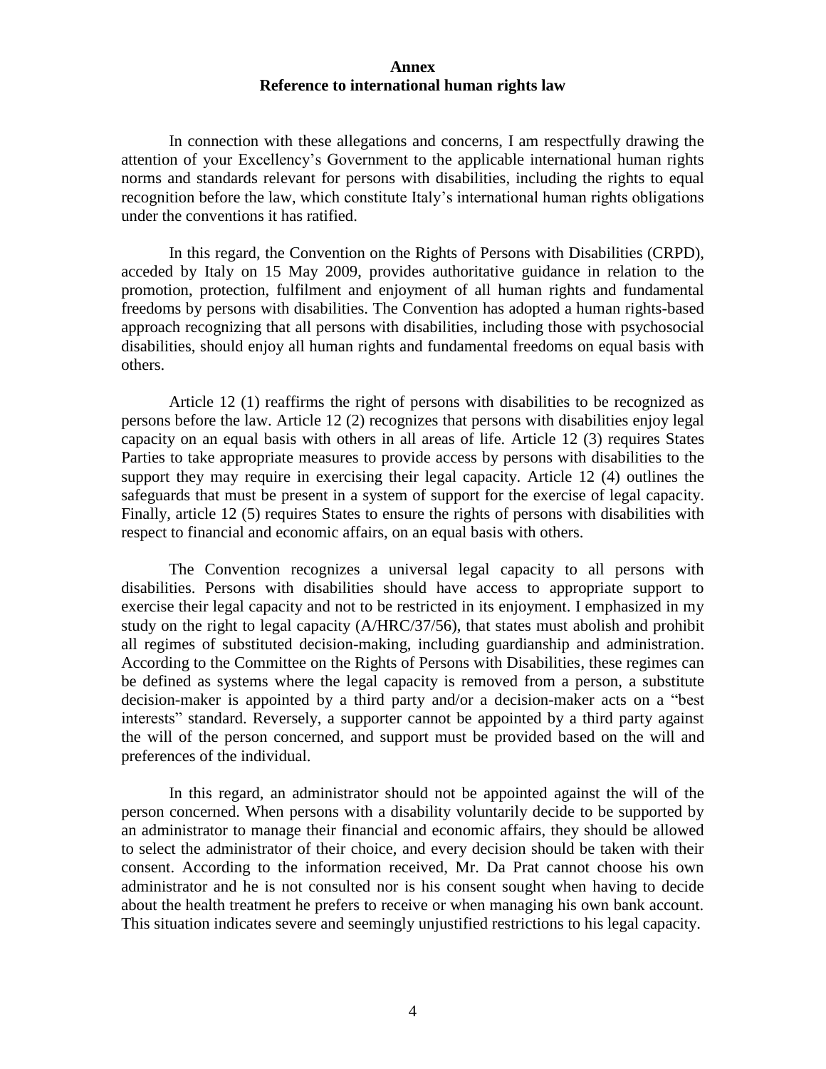**Annex**
**Reference to international human rights law**

In connection with these allegations and concerns, I am respectfully drawing the attention of your Excellency's Government to the applicable international human rights norms and standards relevant for persons with disabilities, including the rights to equal recognition before the law, which constitute Italy's international human rights obligations under the conventions it has ratified.

In this regard, the Convention on the Rights of Persons with Disabilities (CRPD), acceded by Italy on 15 May 2009, provides authoritative guidance in relation to the promotion, protection, fulfilment and enjoyment of all human rights and fundamental freedoms by persons with disabilities. The Convention has adopted a human rights-based approach recognizing that all persons with disabilities, including those with psychosocial disabilities, should enjoy all human rights and fundamental freedoms on equal basis with others.

Article 12 (1) reaffirms the right of persons with disabilities to be recognized as persons before the law. Article 12 (2) recognizes that persons with disabilities enjoy legal capacity on an equal basis with others in all areas of life. Article 12 (3) requires States Parties to take appropriate measures to provide access by persons with disabilities to the support they may require in exercising their legal capacity. Article 12 (4) outlines the safeguards that must be present in a system of support for the exercise of legal capacity. Finally, article 12 (5) requires States to ensure the rights of persons with disabilities with respect to financial and economic affairs, on an equal basis with others.

The Convention recognizes a universal legal capacity to all persons with disabilities. Persons with disabilities should have access to appropriate support to exercise their legal capacity and not to be restricted in its enjoyment. I emphasized in my study on the right to legal capacity (A/HRC/37/56), that states must abolish and prohibit all regimes of substituted decision-making, including guardianship and administration. According to the Committee on the Rights of Persons with Disabilities, these regimes can be defined as systems where the legal capacity is removed from a person, a substitute decision-maker is appointed by a third party and/or a decision-maker acts on a "best interests" standard. Reversely, a supporter cannot be appointed by a third party against the will of the person concerned, and support must be provided based on the will and preferences of the individual.

In this regard, an administrator should not be appointed against the will of the person concerned. When persons with a disability voluntarily decide to be supported by an administrator to manage their financial and economic affairs, they should be allowed to select the administrator of their choice, and every decision should be taken with their consent. According to the information received, Mr. Da Prat cannot choose his own administrator and he is not consulted nor is his consent sought when having to decide about the health treatment he prefers to receive or when managing his own bank account. This situation indicates severe and seemingly unjustified restrictions to his legal capacity.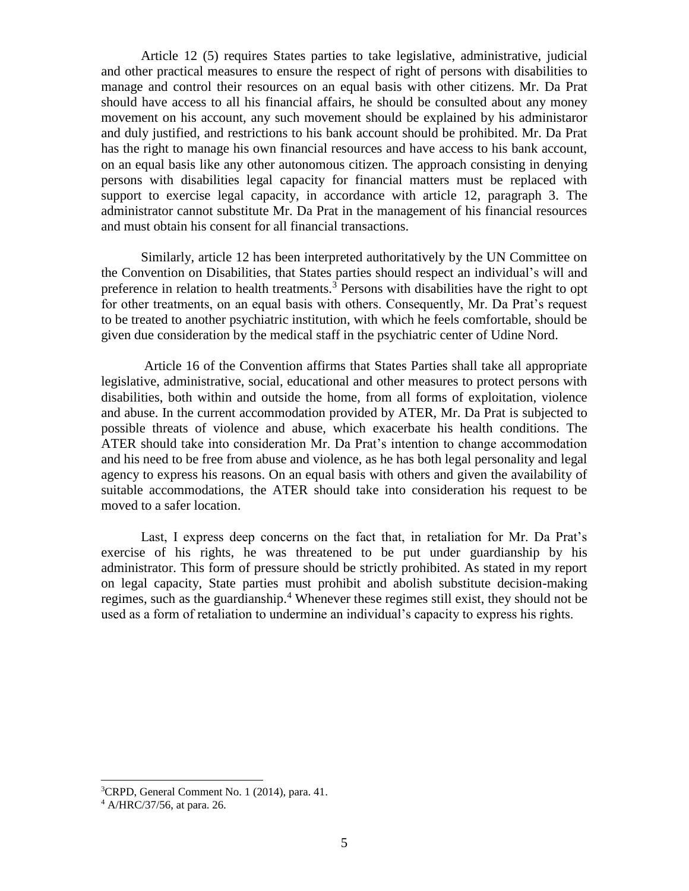Article 12 (5) requires States parties to take legislative, administrative, judicial and other practical measures to ensure the respect of right of persons with disabilities to manage and control their resources on an equal basis with other citizens. Mr. Da Prat should have access to all his financial affairs, he should be consulted about any money movement on his account, any such movement should be explained by his administaror and duly justified, and restrictions to his bank account should be prohibited. Mr. Da Prat has the right to manage his own financial resources and have access to his bank account, on an equal basis like any other autonomous citizen. The approach consisting in denying persons with disabilities legal capacity for financial matters must be replaced with support to exercise legal capacity, in accordance with article 12, paragraph 3. The administrator cannot substitute Mr. Da Prat in the management of his financial resources and must obtain his consent for all financial transactions.

Similarly, article 12 has been interpreted authoritatively by the UN Committee on the Convention on Disabilities, that States parties should respect an individual's will and preference in relation to health treatments.[3] Persons with disabilities have the right to opt for other treatments, on an equal basis with others. Consequently, Mr. Da Prat's request to be treated to another psychiatric institution, with which he feels comfortable, should be given due consideration by the medical staff in the psychiatric center of Udine Nord.

Article 16 of the Convention affirms that States Parties shall take all appropriate legislative, administrative, social, educational and other measures to protect persons with disabilities, both within and outside the home, from all forms of exploitation, violence and abuse. In the current accommodation provided by ATER, Mr. Da Prat is subjected to possible threats of violence and abuse, which exacerbate his health conditions. The ATER should take into consideration Mr. Da Prat's intention to change accommodation and his need to be free from abuse and violence, as he has both legal personality and legal agency to express his reasons. On an equal basis with others and given the availability of suitable accommodations, the ATER should take into consideration his request to be moved to a safer location.

Last, I express deep concerns on the fact that, in retaliation for Mr. Da Prat's exercise of his rights, he was threatened to be put under guardianship by his administrator. This form of pressure should be strictly prohibited. As stated in my report on legal capacity, State parties must prohibit and abolish substitute decision-making regimes, such as the guardianship.[4] Whenever these regimes still exist, they should not be used as a form of retaliation to undermine an individual's capacity to express his rights.

---

[3] CRPD, General Comment No. 1 (2014), para. 41.

[4] A/HRC/37/56, at para. 26.